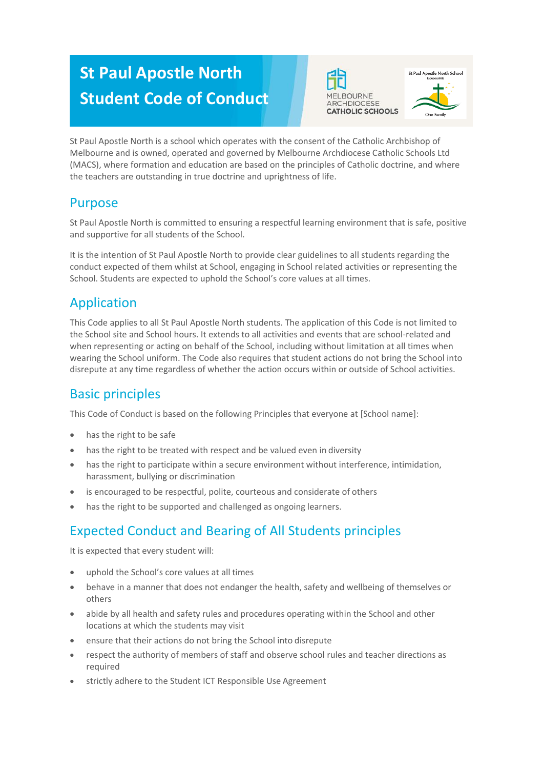# St Paul Apostle North Student Code of Conduct

St Paul Apostle North is a school which operates with the consent of the Catholic Archbishop of Melbourne and is owned, operated and governed by Melbourne Archdiocese Catholic Schools Ltd (MACS), where formation and education are based on the principles of Catholic doctrine, and where the teachers are outstanding in true doctrine and uprightness of life.

## Purpose

St Paul Apostle North is committed to ensuring a respectful learning environment that is safe, positive and supportive for all students of the School.

It is the intention of St Paul Apostle North to provide clear guidelines to all students regarding the conduct expected of them whilst at School, engaging in School related activities or representing the School. Students are expected to uphold the School's core values at all times.

## Application

This Code applies to all St Paul Apostle North students. The application of this Code is not limited to the School site and School hours. It extends to all activities and events that are school-related and when representing or acting on behalf of the School, including without limitation at all times when wearing the School uniform. The Code also requires that student actions do not bring the School into disrepute at any time regardless of whether the action occurs within or outside of School activities.

## Basic principles

This Code of Conduct is based on the following Principles that everyone at [School name]:

- has the right to be safe
- has the right to be treated with respect and be valued even in diversity
- has the right to participate within a secure environment without interference, intimidation, harassment, bullying or discrimination
- is encouraged to be respectful, polite, courteous and considerate of others
- has the right to be supported and challenged as ongoing learners.

## Expected Conduct and Bearing of All Students principles

It is expected that every student will:

- uphold the School's core values at all times
- behave in a manner that does not endanger the health, safety and wellbeing of themselves or others
- abide by all health and safety rules and procedures operating within the School and other locations at which the students may visit
- ensure that their actions do not bring the School into disrepute
- respect the authority of members of staff and observe school rules and teacher directions as required
- strictly adhere to the Student ICT Responsible Use Agreement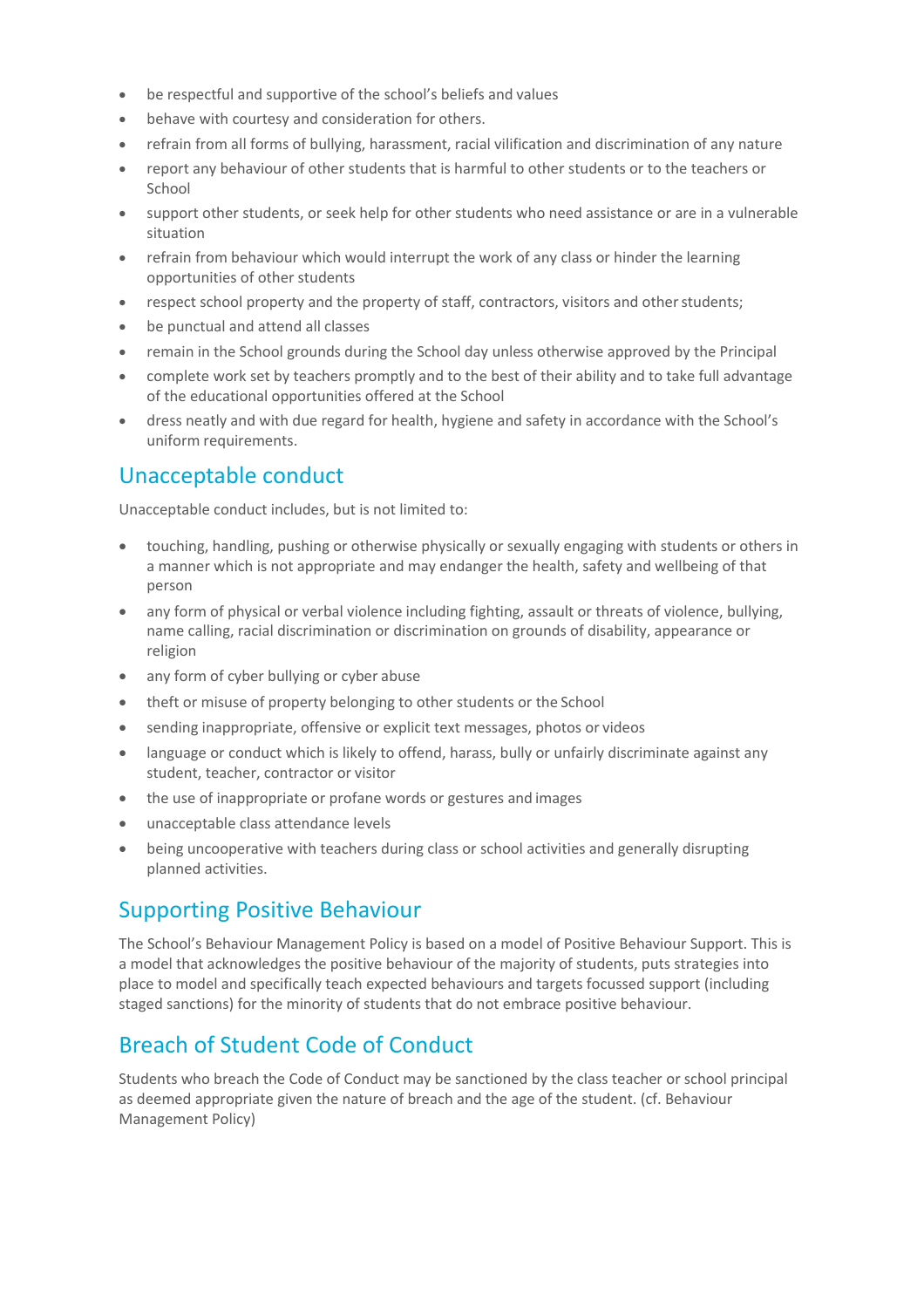- be respectful and supportive of the school's beliefs and values
- behave with courtesy and consideration for others.
- refrain from all forms of bullying, harassment, racial vilification and discrimination of any nature
- report any behaviour of other students that is harmful to other students or to the teachers or School
- support other students, or seek help for other students who need assistance or are in a vulnerable situation
- refrain from behaviour which would interrupt the work of any class or hinder the learning opportunities of other students
- respect school property and the property of staff, contractors, visitors and other students;
- be punctual and attend all classes
- remain in the School grounds during the School day unless otherwise approved by the Principal
- complete work set by teachers promptly and to the best of their ability and to take full advantage of the educational opportunities offered at the School
- dress neatly and with due regard for health, hygiene and safety in accordance with the School's uniform requirements.

## Unacceptable conduct

Unacceptable conduct includes, but is not limited to:

- touching, handling, pushing or otherwise physically or sexually engaging with students or others in a manner which is not appropriate and may endanger the health, safety and wellbeing of that person
- any form of physical or verbal violence including fighting, assault or threats of violence, bullying, name calling, racial discrimination or discrimination on grounds of disability, appearance or religion
- any form of cyber bullying or cyber abuse
- theft or misuse of property belonging to other students or the School
- sending inappropriate, offensive or explicit text messages, photos or videos
- language or conduct which is likely to offend, harass, bully or unfairly discriminate against any student, teacher, contractor or visitor
- the use of inappropriate or profane words or gestures and images
- unacceptable class attendance levels
- being uncooperative with teachers during class or school activities and generally disrupting planned activities.

## Supporting Positive Behaviour

The School's Behaviour Management Policy is based on a model of Positive Behaviour Support. This is a model that acknowledges the positive behaviour of the majority of students, puts strategies into place to model and specifically teach expected behaviours and targets focussed support (including staged sanctions) for the minority of students that do not embrace positive behaviour.

## Breach of Student Code of Conduct

Students who breach the Code of Conduct may be sanctioned by the class teacher or school principal as deemed appropriate given the nature of breach and the age of the student. (cf. Behaviour Management Policy)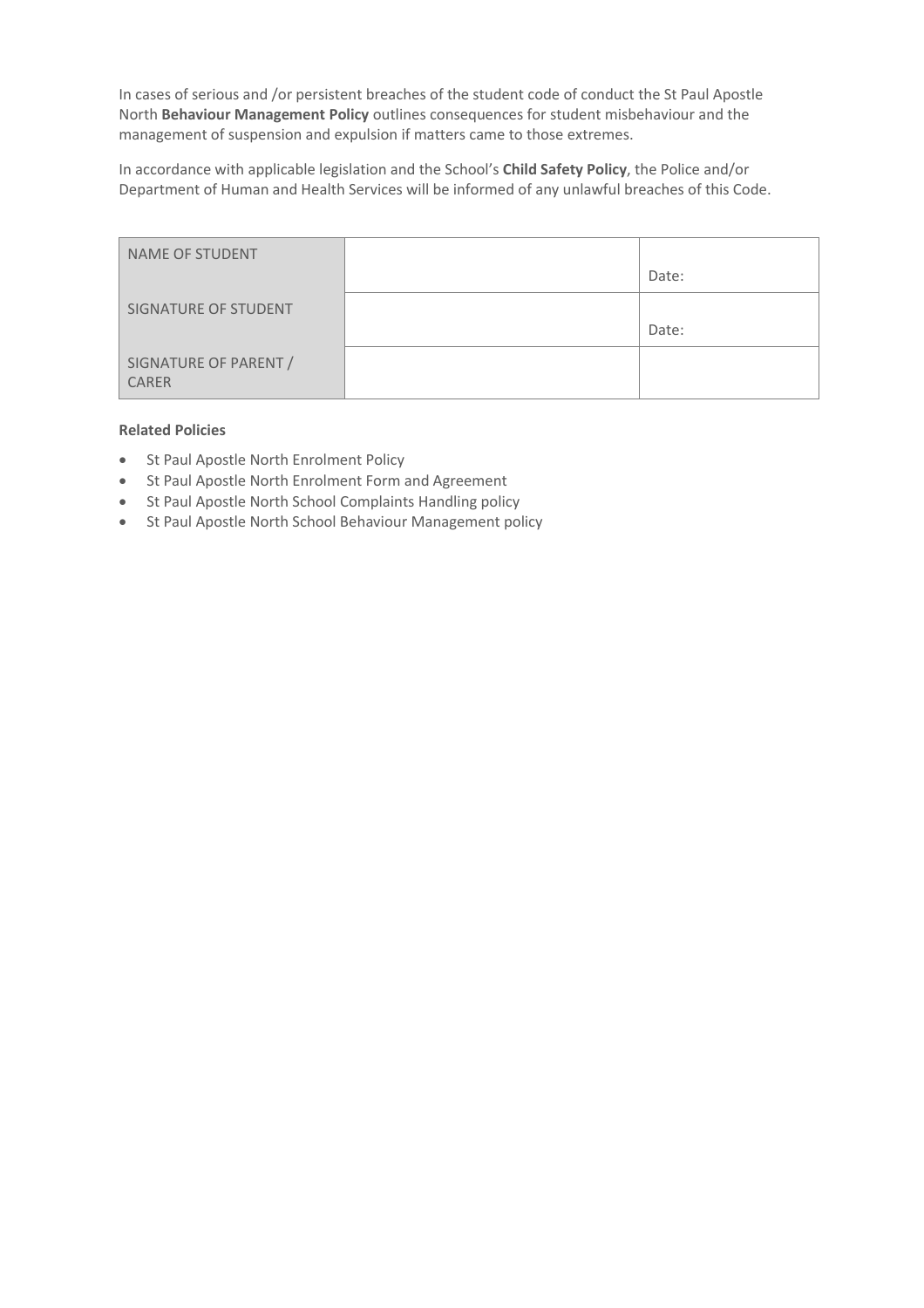In cases of serious and /or persistent breaches of the student code of conduct the St Paul Apostle North **Behaviour Management Policy** outlines consequences for student misbehaviour and the management of suspension and expulsion if matters came to those extremes.

In accordance with applicable legislation and the School's **Child Safety Policy**, the Police and/or Department of Human and Health Services will be informed of any unlawful breaches of this Code.

| | | |
|---|---|---|
| NAME OF STUDENT | | Date: |
| SIGNATURE OF STUDENT | | Date: |
| SIGNATURE OF PARENT / CARER | | |

**Related Policies**

- St Paul Apostle North Enrolment Policy
- St Paul Apostle North Enrolment Form and Agreement
- St Paul Apostle North School Complaints Handling policy
- St Paul Apostle North School Behaviour Management policy